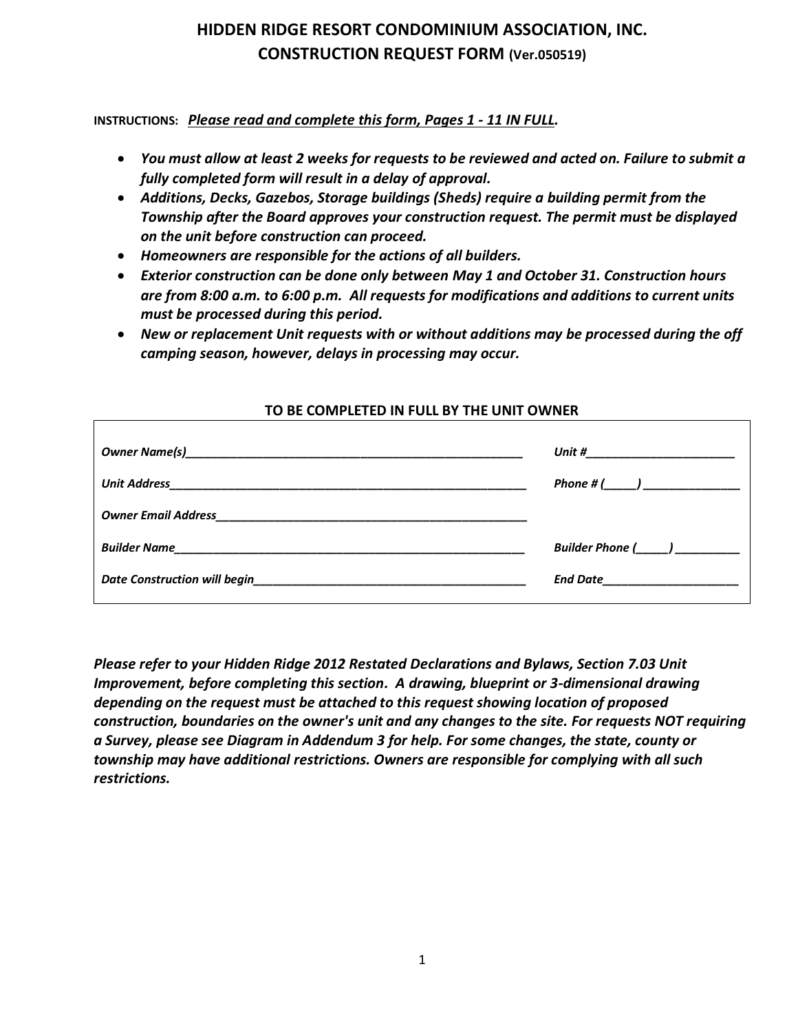# HIDDEN RIDGE RESORT CONDOMINIUM ASSOCIATION, INC.
## CONSTRUCTION REQUEST FORM (Ver.050519)

**INSTRUCTIONS:** ***Please read and complete this form, Pages 1 - 11 IN FULL.***

- ***You must allow at least 2 weeks for requests to be reviewed and acted on. Failure to submit a fully completed form will result in a delay of approval.***
- ***Additions, Decks, Gazebos, Storage buildings (Sheds) require a building permit from the Township after the Board approves your construction request. The permit must be displayed on the unit before construction can proceed.***
- ***Homeowners are responsible for the actions of all builders.***
- ***Exterior construction can be done only between May 1 and October 31. Construction hours are from 8:00 a.m. to 6:00 p.m. All requests for modifications and additions to current units must be processed during this period.***
- ***New or replacement Unit requests with or without additions may be processed during the off camping season, however, delays in processing may occur.***

**TO BE COMPLETED IN FULL BY THE UNIT OWNER**

| | |
|---|---|
| ***Owner Name(s)*____________________________________________________ | ***Unit #*______________________ |
| ***Unit Address*______________________________________________________ | ***Phone # (_____)*______________ |
| ***Owner Email Address*_______________________________________________ | |
| ***Builder Name*______________________________________________________ | ***Builder Phone (_____)*__________ |
| ***Date Construction will begin*________________________________________ | ***End Date*_____________________ |

***Please refer to your Hidden Ridge 2012 Restated Declarations and Bylaws, Section 7.03 Unit Improvement, before completing this section. A drawing, blueprint or 3-dimensional drawing depending on the request must be attached to this request showing location of proposed construction, boundaries on the owner's unit and any changes to the site. For requests NOT requiring a Survey, please see Diagram in Addendum 3 for help. For some changes, the state, county or township may have additional restrictions. Owners are responsible for complying with all such restrictions.***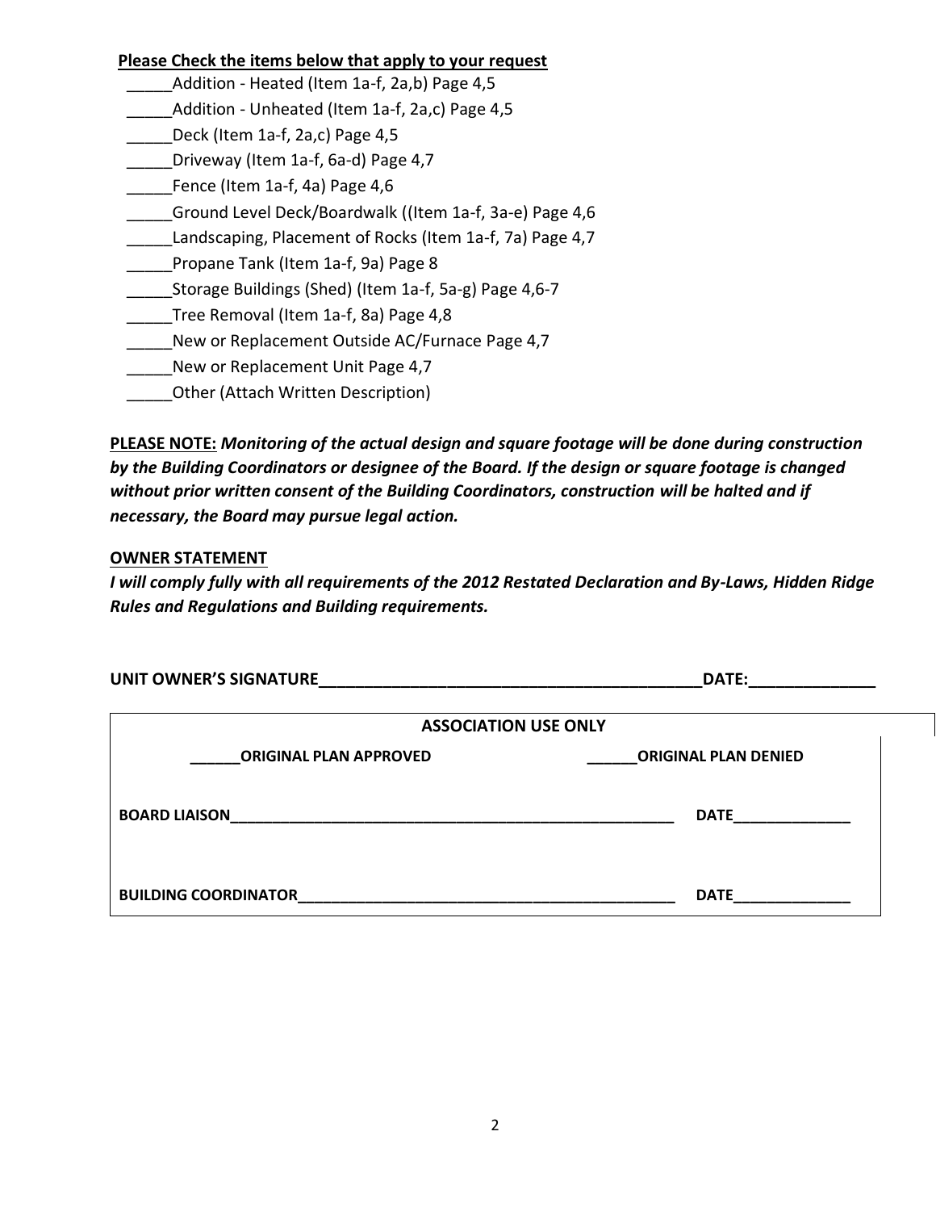**Please Check the items below that apply to your request**

_____Addition - Heated (Item 1a-f, 2a,b) Page 4,5
_____Addition - Unheated (Item 1a-f, 2a,c) Page 4,5
_____Deck (Item 1a-f, 2a,c) Page 4,5
_____Driveway (Item 1a-f, 6a-d) Page 4,7
_____Fence (Item 1a-f, 4a) Page 4,6
_____Ground Level Deck/Boardwalk ((Item 1a-f, 3a-e) Page 4,6
_____Landscaping, Placement of Rocks (Item 1a-f, 7a) Page 4,7
_____Propane Tank (Item 1a-f, 9a) Page 8
_____Storage Buildings (Shed) (Item 1a-f, 5a-g) Page 4,6-7
_____Tree Removal (Item 1a-f, 8a) Page 4,8
_____New or Replacement Outside AC/Furnace Page 4,7
_____New or Replacement Unit Page 4,7
_____Other (Attach Written Description)

**PLEASE NOTE:** ***Monitoring of the actual design and square footage will be done during construction by the Building Coordinators or designee of the Board. If the design or square footage is changed without prior written consent of the Building Coordinators, construction will be halted and if necessary, the Board may pursue legal action.***

**OWNER STATEMENT**

***I will comply fully with all requirements of the 2012 Restated Declaration and By-Laws, Hidden Ridge Rules and Regulations and Building requirements.***

**UNIT OWNER'S SIGNATURE_____________________________________________DATE:______________**

| **ASSOCIATION USE ONLY** | |
|---|---|
| **______ORIGINAL PLAN APPROVED** | **______ORIGINAL PLAN DENIED** |
| **BOARD LIAISON______________________________________________________** | **DATE______________** |
| **BUILDING COORDINATOR____________________________________________** | **DATE______________** |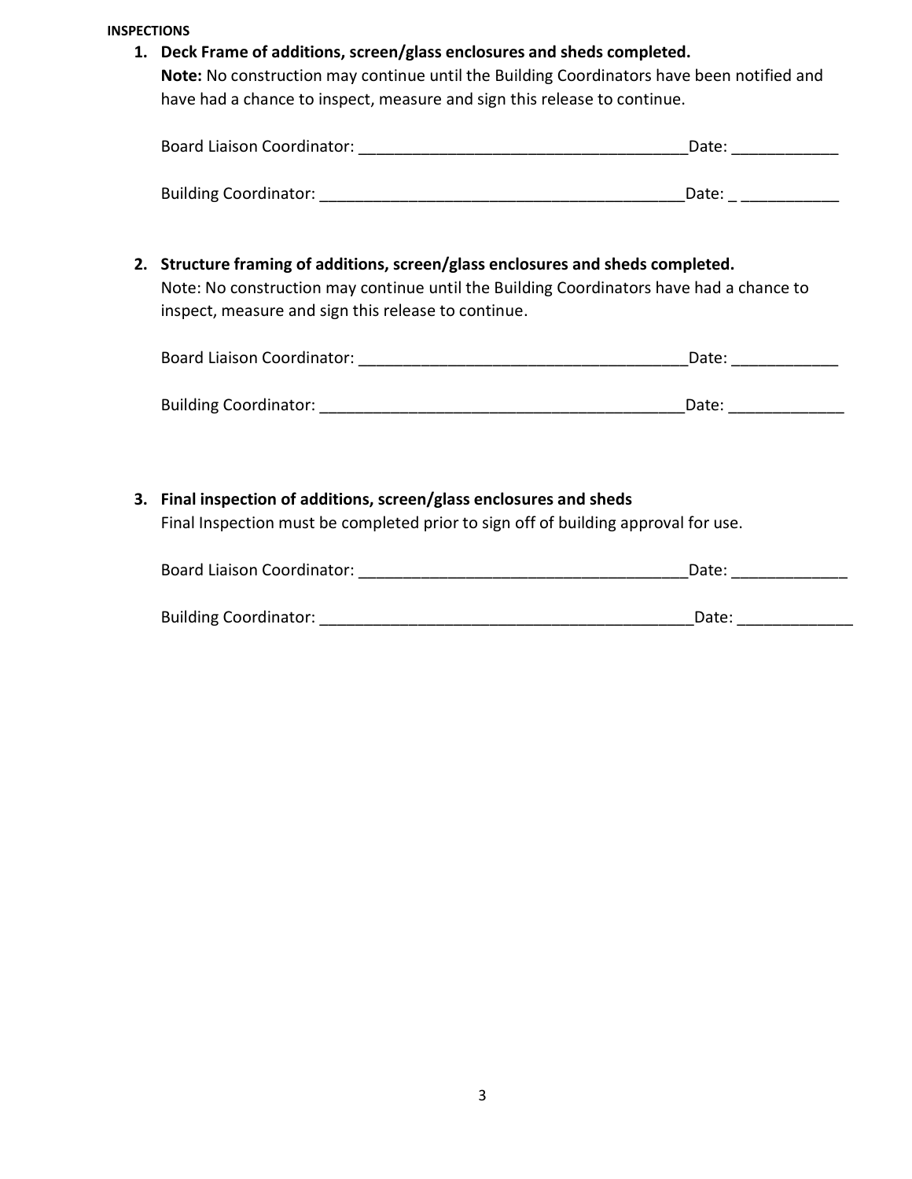**INSPECTIONS**

1. **Deck Frame of additions, screen/glass enclosures and sheds completed.**
   **Note:** No construction may continue until the Building Coordinators have been notified and have had a chance to inspect, measure and sign this release to continue.

   Board Liaison Coordinator: _____________________________________Date: ____________

   Building Coordinator: __________________________________________Date: _ ___________

2. **Structure framing of additions, screen/glass enclosures and sheds completed.**
   Note: No construction may continue until the Building Coordinators have had a chance to inspect, measure and sign this release to continue.

   Board Liaison Coordinator: _____________________________________Date: ____________

   Building Coordinator: __________________________________________Date: _____________

3. **Final inspection of additions, screen/glass enclosures and sheds**
   Final Inspection must be completed prior to sign off of building approval for use.

   Board Liaison Coordinator: _____________________________________Date: _____________

   Building Coordinator: ___________________________________________Date: _____________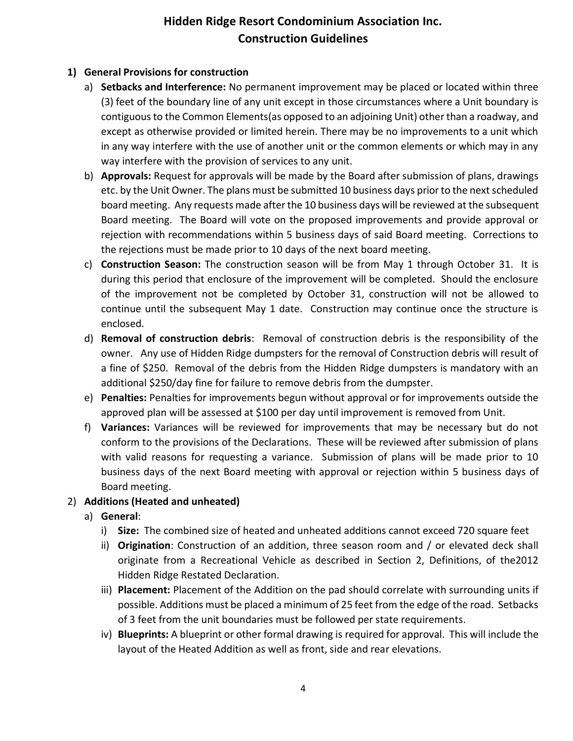# Hidden Ridge Resort Condominium Association Inc.
## Construction Guidelines

1) **General Provisions for construction**
   a) **Setbacks and Interference:** No permanent improvement may be placed or located within three (3) feet of the boundary line of any unit except in those circumstances where a Unit boundary is contiguous to the Common Elements(as opposed to an adjoining Unit) other than a roadway, and except as otherwise provided or limited herein. There may be no improvements to a unit which in any way interfere with the use of another unit or the common elements or which may in any way interfere with the provision of services to any unit.
   b) **Approvals:** Request for approvals will be made by the Board after submission of plans, drawings etc. by the Unit Owner. The plans must be submitted 10 business days prior to the next scheduled board meeting. Any requests made after the 10 business days will be reviewed at the subsequent Board meeting. The Board will vote on the proposed improvements and provide approval or rejection with recommendations within 5 business days of said Board meeting. Corrections to the rejections must be made prior to 10 days of the next board meeting.
   c) **Construction Season:** The construction season will be from May 1 through October 31. It is during this period that enclosure of the improvement will be completed. Should the enclosure of the improvement not be completed by October 31, construction will not be allowed to continue until the subsequent May 1 date. Construction may continue once the structure is enclosed.
   d) **Removal of construction debris**: Removal of construction debris is the responsibility of the owner. Any use of Hidden Ridge dumpsters for the removal of Construction debris will result of a fine of $250. Removal of the debris from the Hidden Ridge dumpsters is mandatory with an additional $250/day fine for failure to remove debris from the dumpster.
   e) **Penalties:** Penalties for improvements begun without approval or for improvements outside the approved plan will be assessed at $100 per day until improvement is removed from Unit.
   f) **Variances:** Variances will be reviewed for improvements that may be necessary but do not conform to the provisions of the Declarations. These will be reviewed after submission of plans with valid reasons for requesting a variance. Submission of plans will be made prior to 10 business days of the next Board meeting with approval or rejection within 5 business days of Board meeting.
2) **Additions (Heated and unheated)**
   a) **General**:
      i) **Size:** The combined size of heated and unheated additions cannot exceed 720 square feet
      ii) **Origination**: Construction of an addition, three season room and / or elevated deck shall originate from a Recreational Vehicle as described in Section 2, Definitions, of the2012 Hidden Ridge Restated Declaration.
      iii) **Placement:** Placement of the Addition on the pad should correlate with surrounding units if possible. Additions must be placed a minimum of 25 feet from the edge of the road. Setbacks of 3 feet from the unit boundaries must be followed per state requirements.
      iv) **Blueprints:** A blueprint or other formal drawing is required for approval. This will include the layout of the Heated Addition as well as front, side and rear elevations.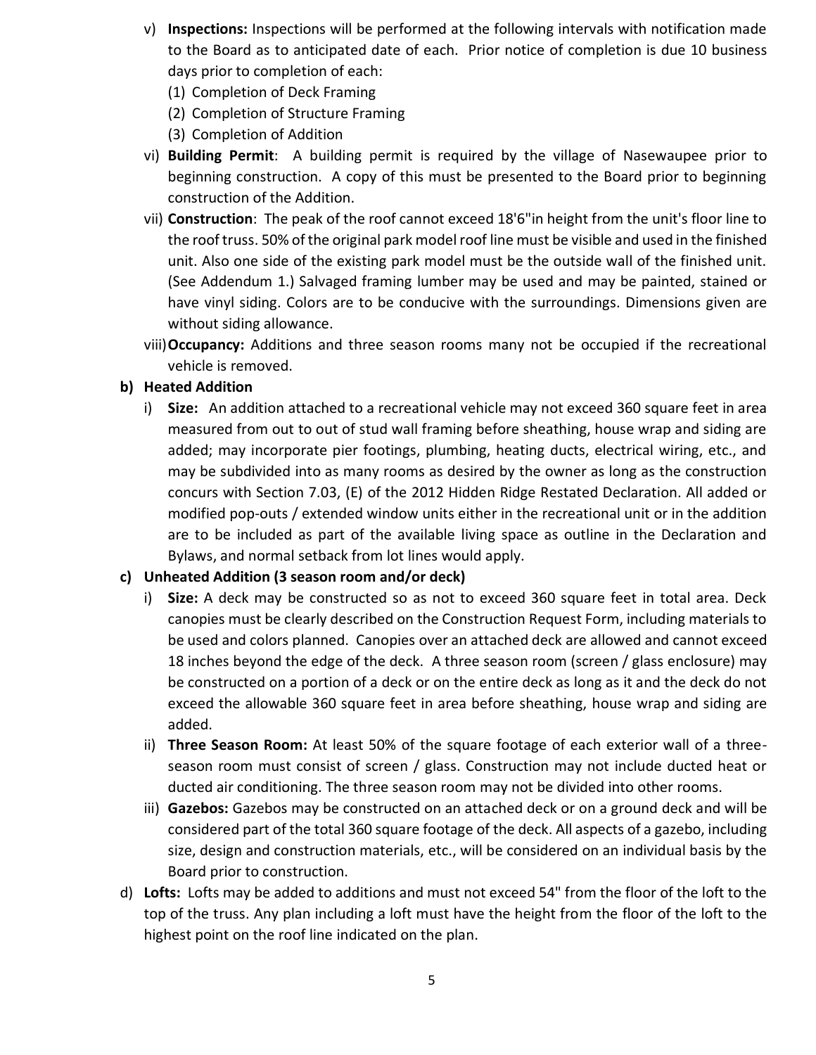v) **Inspections:** Inspections will be performed at the following intervals with notification made to the Board as to anticipated date of each. Prior notice of completion is due 10 business days prior to completion of each:

   (1) Completion of Deck Framing

   (2) Completion of Structure Framing

   (3) Completion of Addition

vi) **Building Permit**: A building permit is required by the village of Nasewaupee prior to beginning construction. A copy of this must be presented to the Board prior to beginning construction of the Addition.

vii) **Construction**: The peak of the roof cannot exceed 18'6"in height from the unit's floor line to the roof truss. 50% of the original park model roof line must be visible and used in the finished unit. Also one side of the existing park model must be the outside wall of the finished unit. (See Addendum 1.) Salvaged framing lumber may be used and may be painted, stained or have vinyl siding. Colors are to be conducive with the surroundings. Dimensions given are without siding allowance.

viii) **Occupancy:** Additions and three season rooms many not be occupied if the recreational vehicle is removed.

**b) Heated Addition**

i) **Size:** An addition attached to a recreational vehicle may not exceed 360 square feet in area measured from out to out of stud wall framing before sheathing, house wrap and siding are added; may incorporate pier footings, plumbing, heating ducts, electrical wiring, etc., and may be subdivided into as many rooms as desired by the owner as long as the construction concurs with Section 7.03, (E) of the 2012 Hidden Ridge Restated Declaration. All added or modified pop-outs / extended window units either in the recreational unit or in the addition are to be included as part of the available living space as outline in the Declaration and Bylaws, and normal setback from lot lines would apply.

**c) Unheated Addition (3 season room and/or deck)**

i) **Size:** A deck may be constructed so as not to exceed 360 square feet in total area. Deck canopies must be clearly described on the Construction Request Form, including materials to be used and colors planned. Canopies over an attached deck are allowed and cannot exceed 18 inches beyond the edge of the deck. A three season room (screen / glass enclosure) may be constructed on a portion of a deck or on the entire deck as long as it and the deck do not exceed the allowable 360 square feet in area before sheathing, house wrap and siding are added.

ii) **Three Season Room:** At least 50% of the square footage of each exterior wall of a three-season room must consist of screen / glass. Construction may not include ducted heat or ducted air conditioning. The three season room may not be divided into other rooms.

iii) **Gazebos:** Gazebos may be constructed on an attached deck or on a ground deck and will be considered part of the total 360 square footage of the deck. All aspects of a gazebo, including size, design and construction materials, etc., will be considered on an individual basis by the Board prior to construction.

d) **Lofts:** Lofts may be added to additions and must not exceed 54" from the floor of the loft to the top of the truss. Any plan including a loft must have the height from the floor of the loft to the highest point on the roof line indicated on the plan.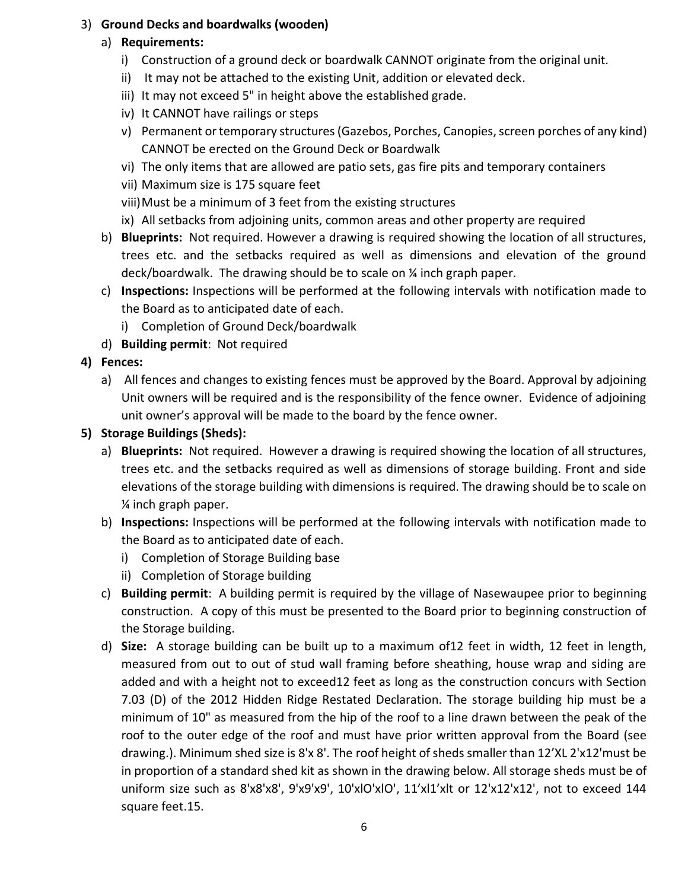3) **Ground Decks and boardwalks (wooden)**

   a) **Requirements:**

      i) Construction of a ground deck or boardwalk CANNOT originate from the original unit.

      ii) It may not be attached to the existing Unit, addition or elevated deck.

      iii) It may not exceed 5" in height above the established grade.

      iv) It CANNOT have railings or steps

      v) Permanent or temporary structures (Gazebos, Porches, Canopies, screen porches of any kind) CANNOT be erected on the Ground Deck or Boardwalk

      vi) The only items that are allowed are patio sets, gas fire pits and temporary containers

      vii) Maximum size is 175 square feet

      viii) Must be a minimum of 3 feet from the existing structures

      ix) All setbacks from adjoining units, common areas and other property are required

   b) **Blueprints:** Not required. However a drawing is required showing the location of all structures, trees etc. and the setbacks required as well as dimensions and elevation of the ground deck/boardwalk. The drawing should be to scale on ¼ inch graph paper.

   c) **Inspections:** Inspections will be performed at the following intervals with notification made to the Board as to anticipated date of each.

      i) Completion of Ground Deck/boardwalk

   d) **Building permit**: Not required

**4) Fences:**

   a) All fences and changes to existing fences must be approved by the Board. Approval by adjoining Unit owners will be required and is the responsibility of the fence owner. Evidence of adjoining unit owner's approval will be made to the board by the fence owner.

**5) Storage Buildings (Sheds):**

   a) **Blueprints:** Not required. However a drawing is required showing the location of all structures, trees etc. and the setbacks required as well as dimensions of storage building. Front and side elevations of the storage building with dimensions is required. The drawing should be to scale on ¼ inch graph paper.

   b) **Inspections:** Inspections will be performed at the following intervals with notification made to the Board as to anticipated date of each.

      i) Completion of Storage Building base

      ii) Completion of Storage building

   c) **Building permit**: A building permit is required by the village of Nasewaupee prior to beginning construction. A copy of this must be presented to the Board prior to beginning construction of the Storage building.

   d) **Size:** A storage building can be built up to a maximum of12 feet in width, 12 feet in length, measured from out to out of stud wall framing before sheathing, house wrap and siding are added and with a height not to exceed12 feet as long as the construction concurs with Section 7.03 (D) of the 2012 Hidden Ridge Restated Declaration. The storage building hip must be a minimum of 10" as measured from the hip of the roof to a line drawn between the peak of the roof to the outer edge of the roof and must have prior written approval from the Board (see drawing.). Minimum shed size is 8'x 8'. The roof height of sheds smaller than 12'XL 2'x12'must be in proportion of a standard shed kit as shown in the drawing below. All storage sheds must be of uniform size such as 8'x8'x8', 9'x9'x9', 10'xlO'xlO', 11'xl1'xlt or 12'x12'x12', not to exceed 144 square feet.15.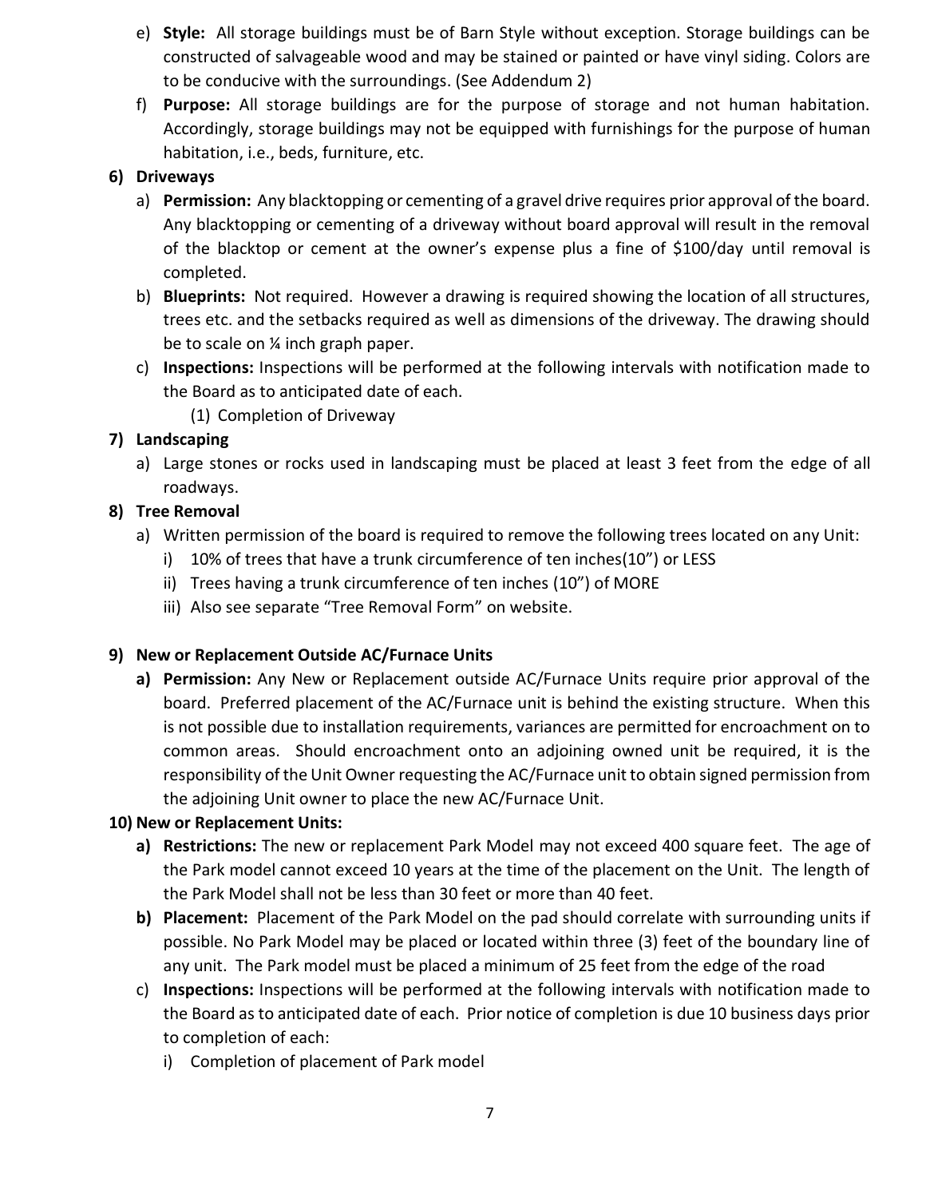e) **Style:** All storage buildings must be of Barn Style without exception. Storage buildings can be constructed of salvageable wood and may be stained or painted or have vinyl siding. Colors are to be conducive with the surroundings. (See Addendum 2)

f) **Purpose:** All storage buildings are for the purpose of storage and not human habitation. Accordingly, storage buildings may not be equipped with furnishings for the purpose of human habitation, i.e., beds, furniture, etc.

**6) Driveways**

a) **Permission:** Any blacktopping or cementing of a gravel drive requires prior approval of the board. Any blacktopping or cementing of a driveway without board approval will result in the removal of the blacktop or cement at the owner's expense plus a fine of $100/day until removal is completed.

b) **Blueprints:** Not required. However a drawing is required showing the location of all structures, trees etc. and the setbacks required as well as dimensions of the driveway. The drawing should be to scale on ¼ inch graph paper.

c) **Inspections:** Inspections will be performed at the following intervals with notification made to the Board as to anticipated date of each.

(1) Completion of Driveway

**7) Landscaping**

a) Large stones or rocks used in landscaping must be placed at least 3 feet from the edge of all roadways.

**8) Tree Removal**

a) Written permission of the board is required to remove the following trees located on any Unit:

i) 10% of trees that have a trunk circumference of ten inches(10") or LESS

ii) Trees having a trunk circumference of ten inches (10") of MORE

iii) Also see separate "Tree Removal Form" on website.

**9) New or Replacement Outside AC/Furnace Units**

**a) Permission:** Any New or Replacement outside AC/Furnace Units require prior approval of the board. Preferred placement of the AC/Furnace unit is behind the existing structure. When this is not possible due to installation requirements, variances are permitted for encroachment on to common areas. Should encroachment onto an adjoining owned unit be required, it is the responsibility of the Unit Owner requesting the AC/Furnace unit to obtain signed permission from the adjoining Unit owner to place the new AC/Furnace Unit.

**10) New or Replacement Units:**

**a) Restrictions:** The new or replacement Park Model may not exceed 400 square feet. The age of the Park model cannot exceed 10 years at the time of the placement on the Unit. The length of the Park Model shall not be less than 30 feet or more than 40 feet.

**b) Placement:** Placement of the Park Model on the pad should correlate with surrounding units if possible. No Park Model may be placed or located within three (3) feet of the boundary line of any unit. The Park model must be placed a minimum of 25 feet from the edge of the road

c) **Inspections:** Inspections will be performed at the following intervals with notification made to the Board as to anticipated date of each. Prior notice of completion is due 10 business days prior to completion of each:

i) Completion of placement of Park model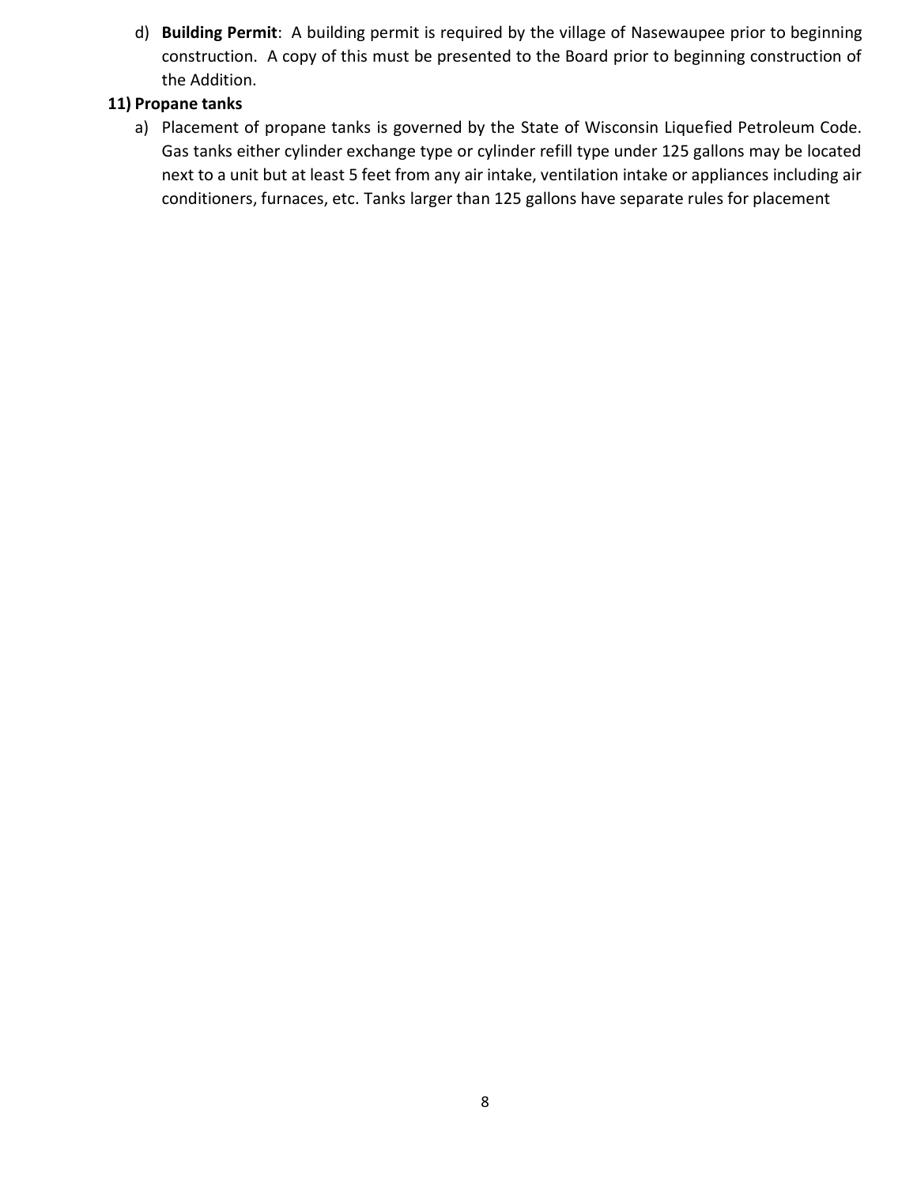d) **Building Permit**: A building permit is required by the village of Nasewaupee prior to beginning construction. A copy of this must be presented to the Board prior to beginning construction of the Addition.

**11) Propane tanks**

a) Placement of propane tanks is governed by the State of Wisconsin Liquefied Petroleum Code. Gas tanks either cylinder exchange type or cylinder refill type under 125 gallons may be located next to a unit but at least 5 feet from any air intake, ventilation intake or appliances including air conditioners, furnaces, etc. Tanks larger than 125 gallons have separate rules for placement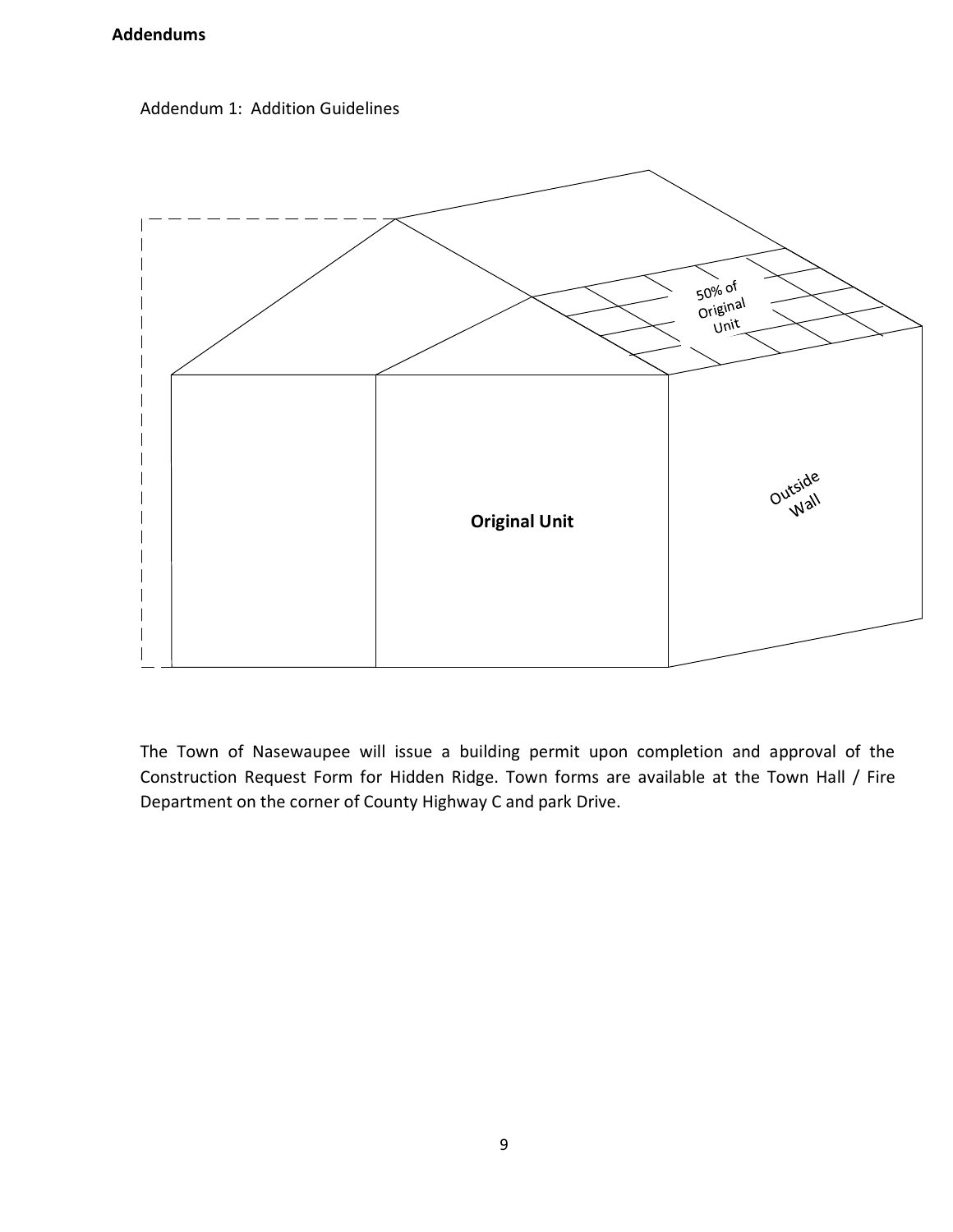**Addendums**

Addendum 1: Addition Guidelines

50% of Original Unit

Outside Wall

**Original Unit**

The Town of Nasewaupee will issue a building permit upon completion and approval of the Construction Request Form for Hidden Ridge. Town forms are available at the Town Hall / Fire Department on the corner of County Highway C and park Drive.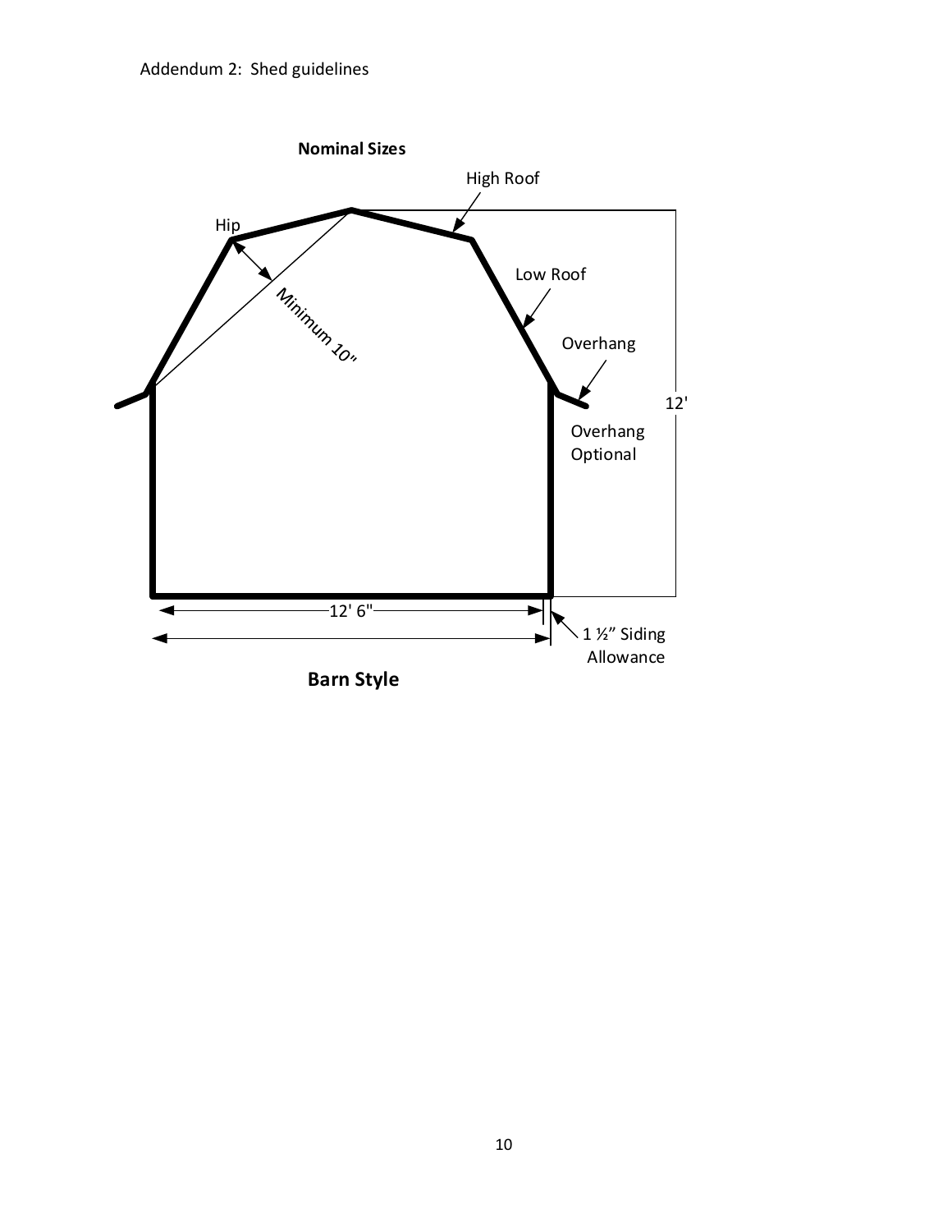Addendum 2: Shed guidelines

**Nominal Sizes**

High Roof

Hip

Low Roof

Minimum 10"

Overhang

12'

Overhang Optional

12' 6"

1 ½" Siding Allowance

**Barn Style**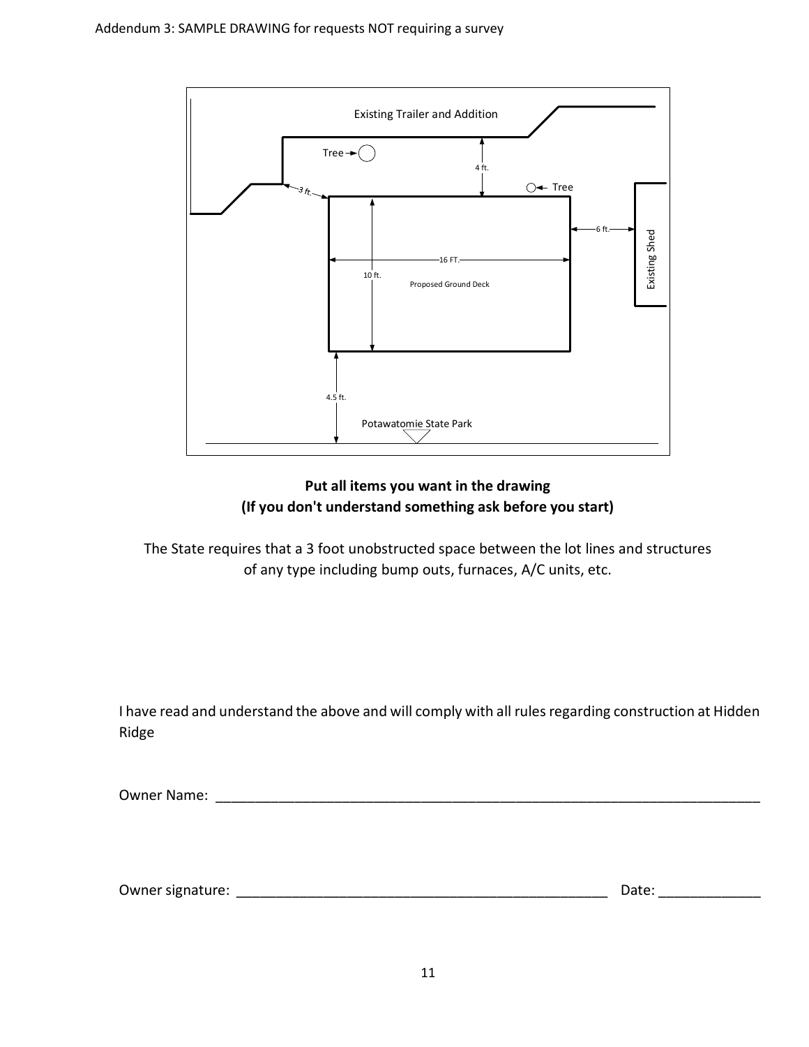Addendum 3: SAMPLE DRAWING for requests NOT requiring a survey

Existing Trailer and Addition

Tree

4 ft.

Tree

3 ft.

6 ft.

16 FT.

10 ft.

Proposed Ground Deck

Existing Shed

4.5 ft.

Potawatomie State Park

**Put all items you want in the drawing**
**(If you don't understand something ask before you start)**

The State requires that a 3 foot unobstructed space between the lot lines and structures of any type including bump outs, furnaces, A/C units, etc.

I have read and understand the above and will comply with all rules regarding construction at Hidden Ridge

Owner Name: ______________________________________________________________________

Owner signature: ______________________________________________ Date: ____________